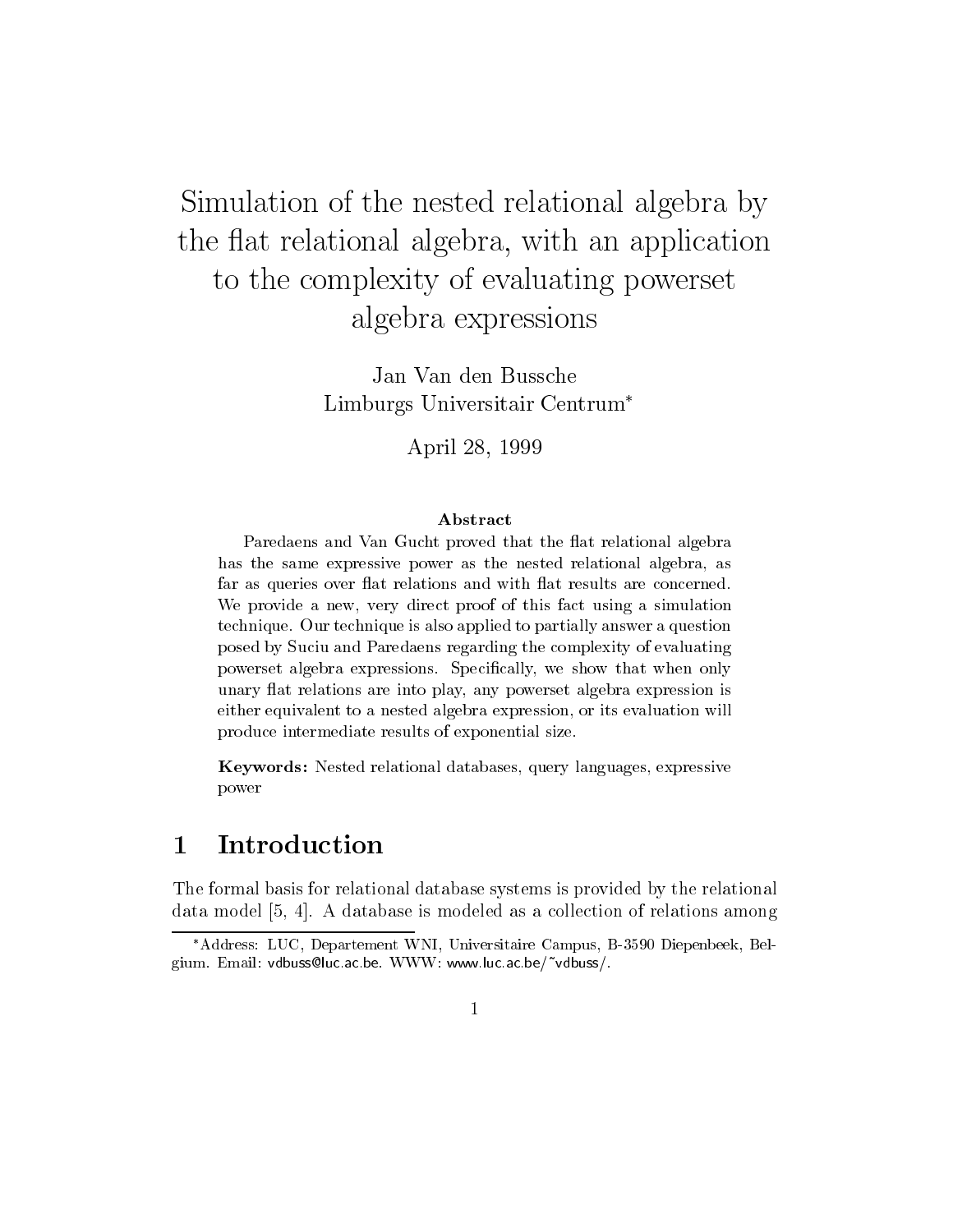# Simulation of the nested relational algebra by the flat relational algebra, with an application to the complexity of evaluating powerset algebra expressions

Jan Van den Bussche
Limburgs Universitair Centrum*

April 28, 1999

### Abstract

Paredaens and Van Gucht proved that the flat relational algebra has the same expressive power as the nested relational algebra, as far as queries over flat relations and with flat results are concerned. We provide a new, very direct proof of this fact using a simulation technique. Our technique is also applied to partially answer a question posed by Suciu and Paredaens regarding the complexity of evaluating powerset algebra expressions. Specifically, we show that when only unary flat relations are into play, any powerset algebra expression is either equivalent to a nested algebra expression, or its evaluation will produce intermediate results of exponential size.

**Keywords:** Nested relational databases, query languages, expressive power

## 1 Introduction

The formal basis for relational database systems is provided by the relational data model [5, 4]. A database is modeled as a collection of relations among

*Address: LUC, Departement WNI, Universitaire Campus, B-3590 Diepenbeek, Belgium. Email: vdbuss@luc.ac.be. WWW: www.luc.ac.be/~vdbuss/.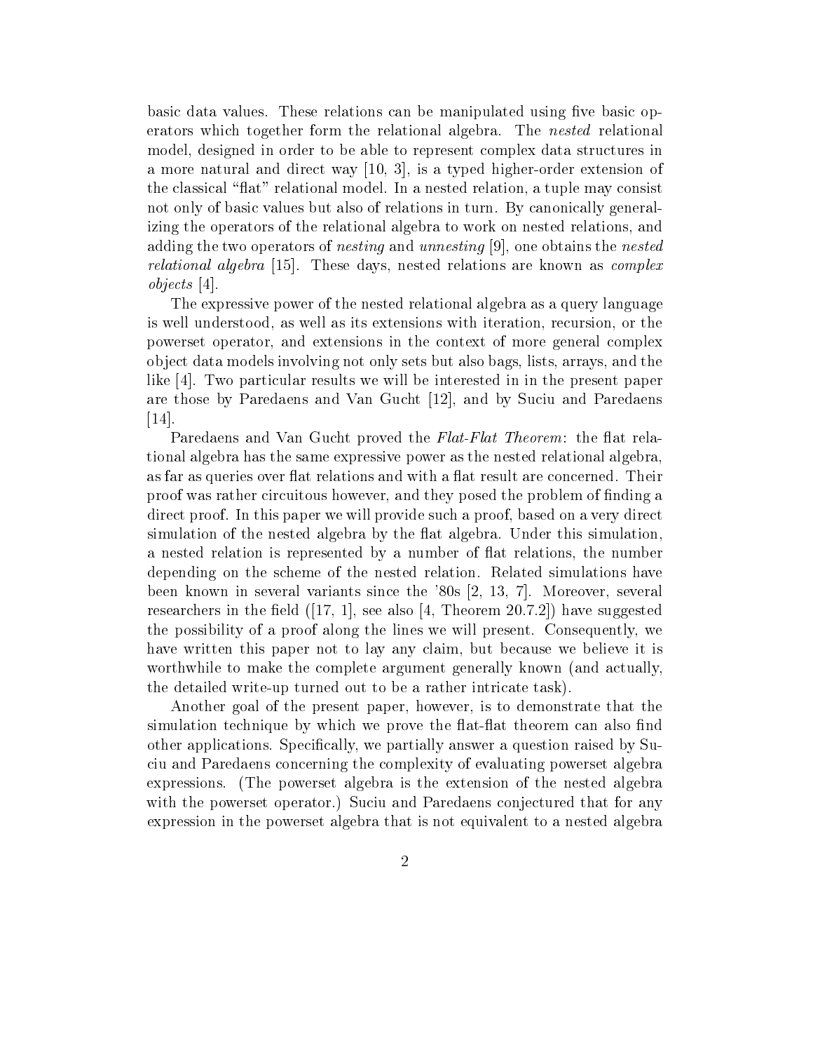basic data values. These relations can be manipulated using five basic operators which together form the relational algebra. The *nested* relational model, designed in order to be able to represent complex data structures in a more natural and direct way [10, 3], is a typed higher-order extension of the classical "flat" relational model. In a nested relation, a tuple may consist not only of basic values but also of relations in turn. By canonically generalizing the operators of the relational algebra to work on nested relations, and adding the two operators of *nesting* and *unnesting* [9], one obtains the *nested relational algebra* [15]. These days, nested relations are known as *complex objects* [4].

The expressive power of the nested relational algebra as a query language is well understood, as well as its extensions with iteration, recursion, or the powerset operator, and extensions in the context of more general complex object data models involving not only sets but also bags, lists, arrays, and the like [4]. Two particular results we will be interested in in the present paper are those by Paredaens and Van Gucht [12], and by Suciu and Paredaens [14].

Paredaens and Van Gucht proved the *Flat-Flat Theorem*: the flat relational algebra has the same expressive power as the nested relational algebra, as far as queries over flat relations and with a flat result are concerned. Their proof was rather circuitous however, and they posed the problem of finding a direct proof. In this paper we will provide such a proof, based on a very direct simulation of the nested algebra by the flat algebra. Under this simulation, a nested relation is represented by a number of flat relations, the number depending on the scheme of the nested relation. Related simulations have been known in several variants since the '80s [2, 13, 7]. Moreover, several researchers in the field ([17, 1], see also [4, Theorem 20.7.2]) have suggested the possibility of a proof along the lines we will present. Consequently, we have written this paper not to lay any claim, but because we believe it is worthwhile to make the complete argument generally known (and actually, the detailed write-up turned out to be a rather intricate task).

Another goal of the present paper, however, is to demonstrate that the simulation technique by which we prove the flat-flat theorem can also find other applications. Specifically, we partially answer a question raised by Suciu and Paredaens concerning the complexity of evaluating powerset algebra expressions. (The powerset algebra is the extension of the nested algebra with the powerset operator.) Suciu and Paredaens conjectured that for any expression in the powerset algebra that is not equivalent to a nested algebra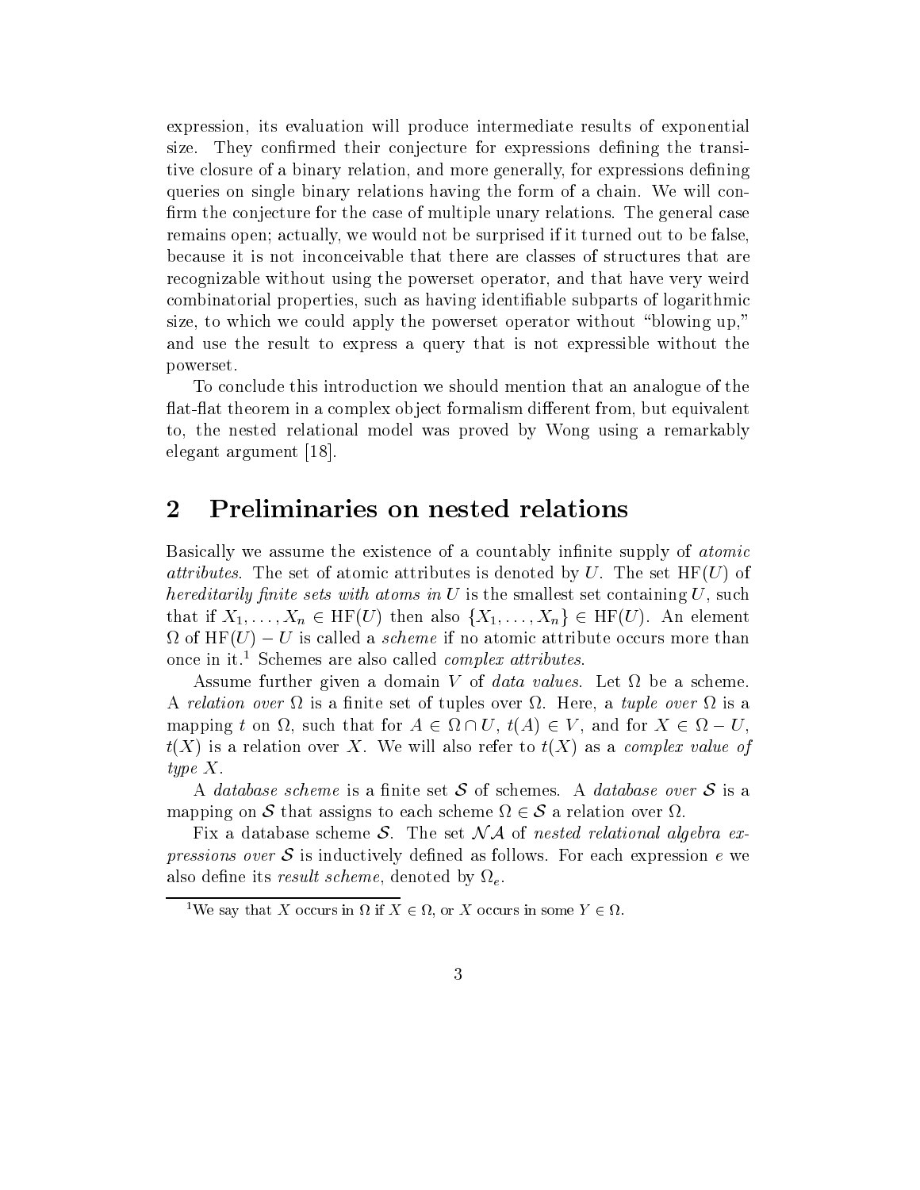expression, its evaluation will produce intermediate results of exponential size. They confirmed their conjecture for expressions defining the transitive closure of a binary relation, and more generally, for expressions defining queries on single binary relations having the form of a chain. We will confirm the conjecture for the case of multiple unary relations. The general case remains open; actually, we would not be surprised if it turned out to be false, because it is not inconceivable that there are classes of structures that are recognizable without using the powerset operator, and that have very weird combinatorial properties, such as having identifiable subparts of logarithmic size, to which we could apply the powerset operator without "blowing up," and use the result to express a query that is not expressible without the powerset.

To conclude this introduction we should mention that an analogue of the flat-flat theorem in a complex object formalism different from, but equivalent to, the nested relational model was proved by Wong using a remarkably elegant argument [18].

## 2 Preliminaries on nested relations

Basically we assume the existence of a countably infinite supply of *atomic attributes*. The set of atomic attributes is denoted by $U$. The set $\mathrm{HF}(U)$ of *hereditarily finite sets with atoms in* $U$ is the smallest set containing $U$, such that if $X_1, \ldots, X_n \in \mathrm{HF}(U)$ then also $\{X_1, \ldots, X_n\} \in \mathrm{HF}(U)$. An element $\Omega$ of $\mathrm{HF}(U) - U$ is called a *scheme* if no atomic attribute occurs more than once in it.[1] Schemes are also called *complex attributes*.

Assume further given a domain $V$ of *data values*. Let $\Omega$ be a scheme. A *relation over* $\Omega$ is a finite set of tuples over $\Omega$. Here, a *tuple over* $\Omega$ is a mapping $t$ on $\Omega$, such that for $A \in \Omega \cap U$, $t(A) \in V$, and for $X \in \Omega - U$, $t(X)$ is a relation over $X$. We will also refer to $t(X)$ as a *complex value of type* $X$.

A *database scheme* is a finite set $\mathcal{S}$ of schemes. A *database over* $\mathcal{S}$ is a mapping on $\mathcal{S}$ that assigns to each scheme $\Omega \in \mathcal{S}$ a relation over $\Omega$.

Fix a database scheme $\mathcal{S}$. The set $\mathcal{NA}$ of *nested relational algebra expressions over* $\mathcal{S}$ is inductively defined as follows. For each expression $e$ we also define its *result scheme*, denoted by $\Omega_e$.

[1] We say that $X$ occurs in $\Omega$ if $X \in \Omega$, or $X$ occurs in some $Y \in \Omega$.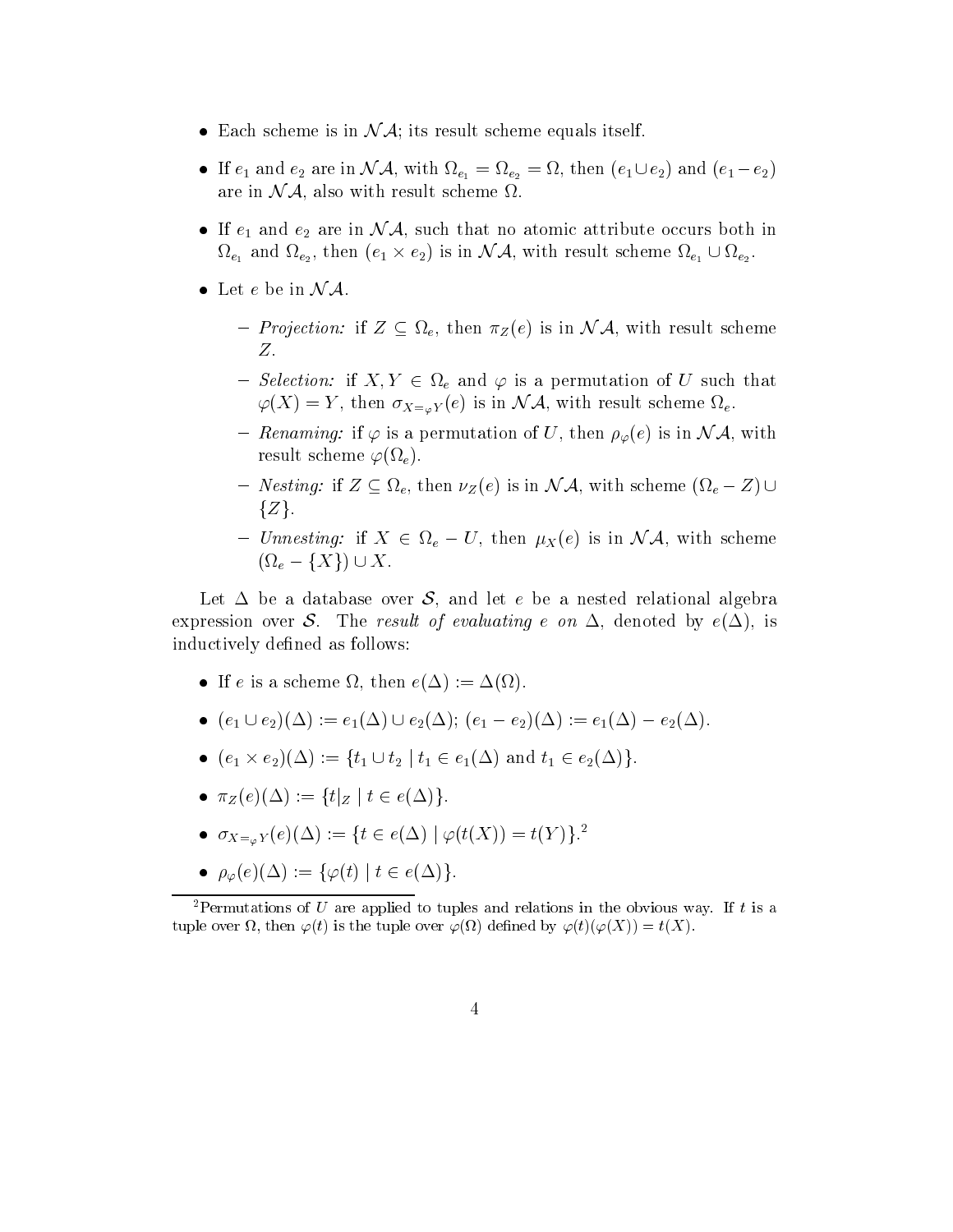- Each scheme is in $\mathcal{NA}$; its result scheme equals itself.
- If $e_1$ and $e_2$ are in $\mathcal{NA}$, with $\Omega_{e_1} = \Omega_{e_2} = \Omega$, then $(e_1 \cup e_2)$ and $(e_1 - e_2)$ are in $\mathcal{NA}$, also with result scheme $\Omega$.
- If $e_1$ and $e_2$ are in $\mathcal{NA}$, such that no atomic attribute occurs both in $\Omega_{e_1}$ and $\Omega_{e_2}$, then $(e_1 \times e_2)$ is in $\mathcal{NA}$, with result scheme $\Omega_{e_1} \cup \Omega_{e_2}$.
- Let $e$ be in $\mathcal{NA}$.
  - *Projection:* if $Z \subseteq \Omega_e$, then $\pi_Z(e)$ is in $\mathcal{NA}$, with result scheme $Z$.
  - *Selection:* if $X, Y \in \Omega_e$ and $\varphi$ is a permutation of $U$ such that $\varphi(X) = Y$, then $\sigma_{X=_\varphi Y}(e)$ is in $\mathcal{NA}$, with result scheme $\Omega_e$.
  - *Renaming:* if $\varphi$ is a permutation of $U$, then $\rho_\varphi(e)$ is in $\mathcal{NA}$, with result scheme $\varphi(\Omega_e)$.
  - *Nesting:* if $Z \subseteq \Omega_e$, then $\nu_Z(e)$ is in $\mathcal{NA}$, with scheme $(\Omega_e - Z) \cup \{Z\}$.
  - *Unnesting:* if $X \in \Omega_e - U$, then $\mu_X(e)$ is in $\mathcal{NA}$, with scheme $(\Omega_e - \{X\}) \cup X$.

Let $\Delta$ be a database over $\mathcal{S}$, and let $e$ be a nested relational algebra expression over $\mathcal{S}$. The *result of evaluating* $e$ *on* $\Delta$, denoted by $e(\Delta)$, is inductively defined as follows:

- If $e$ is a scheme $\Omega$, then $e(\Delta) := \Delta(\Omega)$.
- $(e_1 \cup e_2)(\Delta) := e_1(\Delta) \cup e_2(\Delta)$; $(e_1 - e_2)(\Delta) := e_1(\Delta) - e_2(\Delta)$.
- $(e_1 \times e_2)(\Delta) := \{t_1 \cup t_2 \mid t_1 \in e_1(\Delta) \text{ and } t_1 \in e_2(\Delta)\}$.
- $\pi_Z(e)(\Delta) := \{t|_Z \mid t \in e(\Delta)\}$.
- $\sigma_{X=_\varphi Y}(e)(\Delta) := \{t \in e(\Delta) \mid \varphi(t(X)) = t(Y)\}$.[2]
- $\rho_\varphi(e)(\Delta) := \{\varphi(t) \mid t \in e(\Delta)\}$.

[2] Permutations of $U$ are applied to tuples and relations in the obvious way. If $t$ is a tuple over $\Omega$, then $\varphi(t)$ is the tuple over $\varphi(\Omega)$ defined by $\varphi(t)(\varphi(X)) = t(X)$.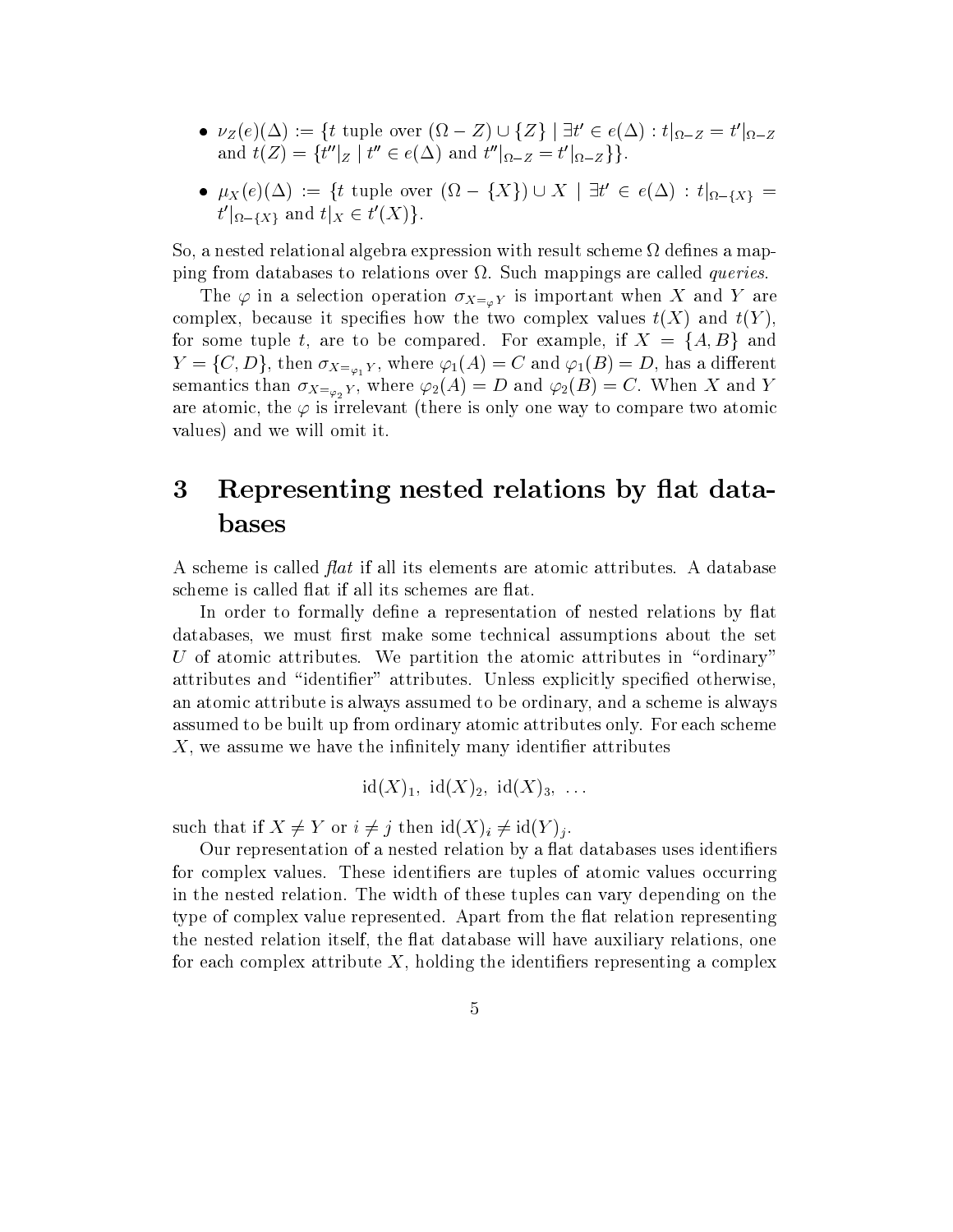- $\nu_Z(e)(\Delta) := \{t \text{ tuple over } (\Omega - Z) \cup \{Z\} \mid \exists t' \in e(\Delta) : t|_{\Omega - Z} = t'|_{\Omega - Z}$ and $t(Z) = \{t''|_Z \mid t'' \in e(\Delta) \text{ and } t''|_{\Omega - Z} = t'|_{\Omega - Z}\}\}$.
- $\mu_X(e)(\Delta) := \{t \text{ tuple over } (\Omega - \{X\}) \cup X \mid \exists t' \in e(\Delta) : t|_{\Omega - \{X\}} = t'|_{\Omega - \{X\}}$ and $t|_X \in t'(X)\}$.

So, a nested relational algebra expression with result scheme $\Omega$ defines a mapping from databases to relations over $\Omega$. Such mappings are called *queries*.

The $\varphi$ in a selection operation $\sigma_{X =_\varphi Y}$ is important when $X$ and $Y$ are complex, because it specifies how the two complex values $t(X)$ and $t(Y)$, for some tuple $t$, are to be compared. For example, if $X = \{A, B\}$ and $Y = \{C, D\}$, then $\sigma_{X =_{\varphi_1} Y}$, where $\varphi_1(A) = C$ and $\varphi_1(B) = D$, has a different semantics than $\sigma_{X =_{\varphi_2} Y}$, where $\varphi_2(A) = D$ and $\varphi_2(B) = C$. When $X$ and $Y$ are atomic, the $\varphi$ is irrelevant (there is only one way to compare two atomic values) and we will omit it.

# 3 Representing nested relations by flat databases

A scheme is called *flat* if all its elements are atomic attributes. A database scheme is called flat if all its schemes are flat.

In order to formally define a representation of nested relations by flat databases, we must first make some technical assumptions about the set $U$ of atomic attributes. We partition the atomic attributes in "ordinary" attributes and "identifier" attributes. Unless explicitly specified otherwise, an atomic attribute is always assumed to be ordinary, and a scheme is always assumed to be built up from ordinary atomic attributes only. For each scheme $X$, we assume we have the infinitely many identifier attributes

$$\text{id}(X)_1,\ \text{id}(X)_2,\ \text{id}(X)_3,\ \ldots$$

such that if $X \neq Y$ or $i \neq j$ then $\text{id}(X)_i \neq \text{id}(Y)_j$.

Our representation of a nested relation by a flat databases uses identifiers for complex values. These identifiers are tuples of atomic values occurring in the nested relation. The width of these tuples can vary depending on the type of complex value represented. Apart from the flat relation representing the nested relation itself, the flat database will have auxiliary relations, one for each complex attribute $X$, holding the identifiers representing a complex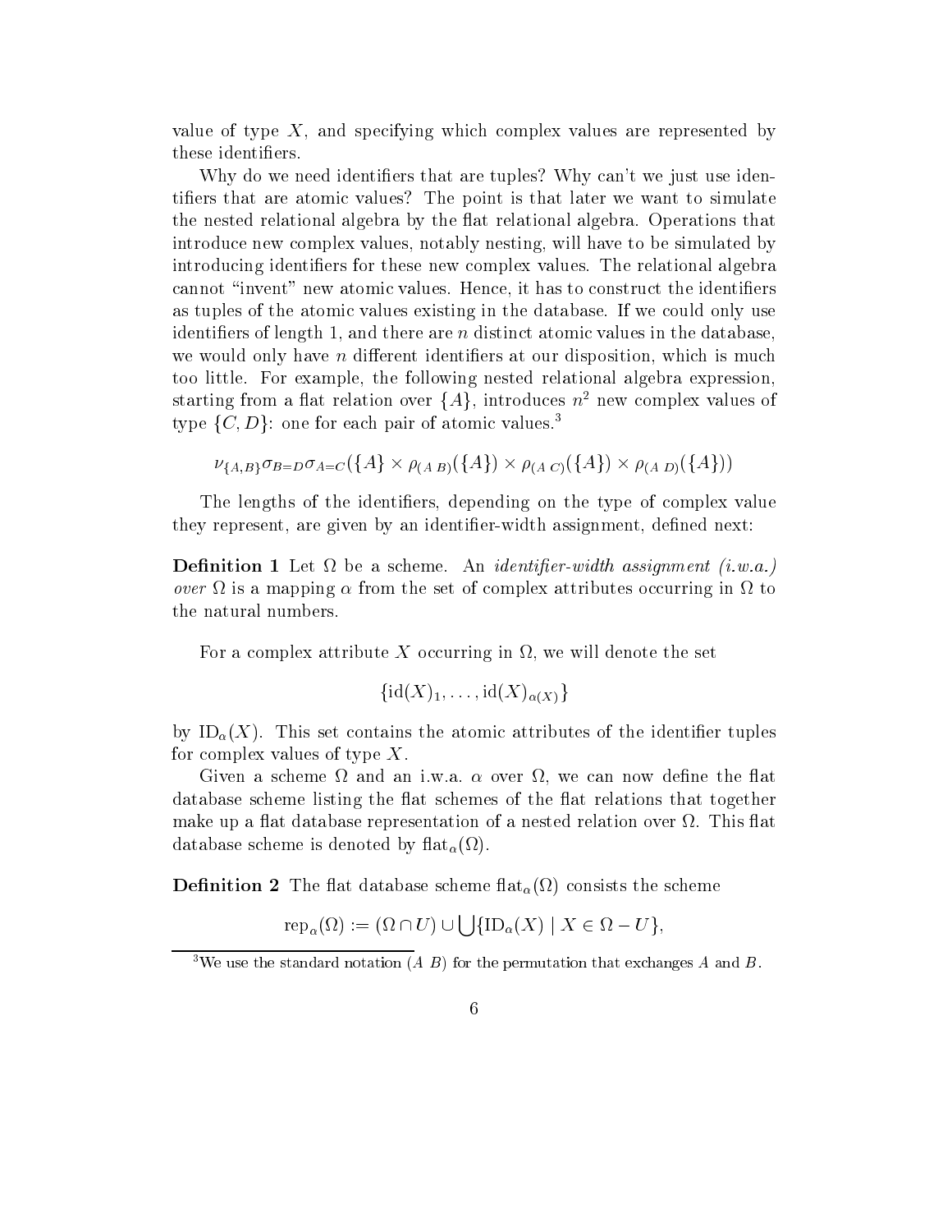value of type $X$, and specifying which complex values are represented by these identifiers.

Why do we need identifiers that are tuples? Why can't we just use identifiers that are atomic values? The point is that later we want to simulate the nested relational algebra by the flat relational algebra. Operations that introduce new complex values, notably nesting, will have to be simulated by introducing identifiers for these new complex values. The relational algebra cannot "invent" new atomic values. Hence, it has to construct the identifiers as tuples of the atomic values existing in the database. If we could only use identifiers of length 1, and there are $n$ distinct atomic values in the database, we would only have $n$ different identifiers at our disposition, which is much too little. For example, the following nested relational algebra expression, starting from a flat relation over $\{A\}$, introduces $n^2$ new complex values of type $\{C, D\}$: one for each pair of atomic values.[3]

$$\nu_{\{A,B\}}\sigma_{B=D}\sigma_{A=C}(\{A\} \times \rho_{(A\ B)}(\{A\}) \times \rho_{(A\ C)}(\{A\}) \times \rho_{(A\ D)}(\{A\}))$$

The lengths of the identifiers, depending on the type of complex value they represent, are given by an identifier-width assignment, defined next:

**Definition 1** Let $\Omega$ be a scheme. An *identifier-width assignment (i.w.a.) over* $\Omega$ is a mapping $\alpha$ from the set of complex attributes occurring in $\Omega$ to the natural numbers.

For a complex attribute $X$ occurring in $\Omega$, we will denote the set

$$\{\mathrm{id}(X)_1, \ldots, \mathrm{id}(X)_{\alpha(X)}\}$$

by $\mathrm{ID}_\alpha(X)$. This set contains the atomic attributes of the identifier tuples for complex values of type $X$.

Given a scheme $\Omega$ and an i.w.a. $\alpha$ over $\Omega$, we can now define the flat database scheme listing the flat schemes of the flat relations that together make up a flat database representation of a nested relation over $\Omega$. This flat database scheme is denoted by $\mathrm{flat}_\alpha(\Omega)$.

**Definition 2** The flat database scheme $\mathrm{flat}_\alpha(\Omega)$ consists the scheme

$$\mathrm{rep}_\alpha(\Omega) := (\Omega \cap U) \cup \bigcup\{\mathrm{ID}_\alpha(X) \mid X \in \Omega - U\},$$

[3] We use the standard notation $(A\ B)$ for the permutation that exchanges $A$ and $B$.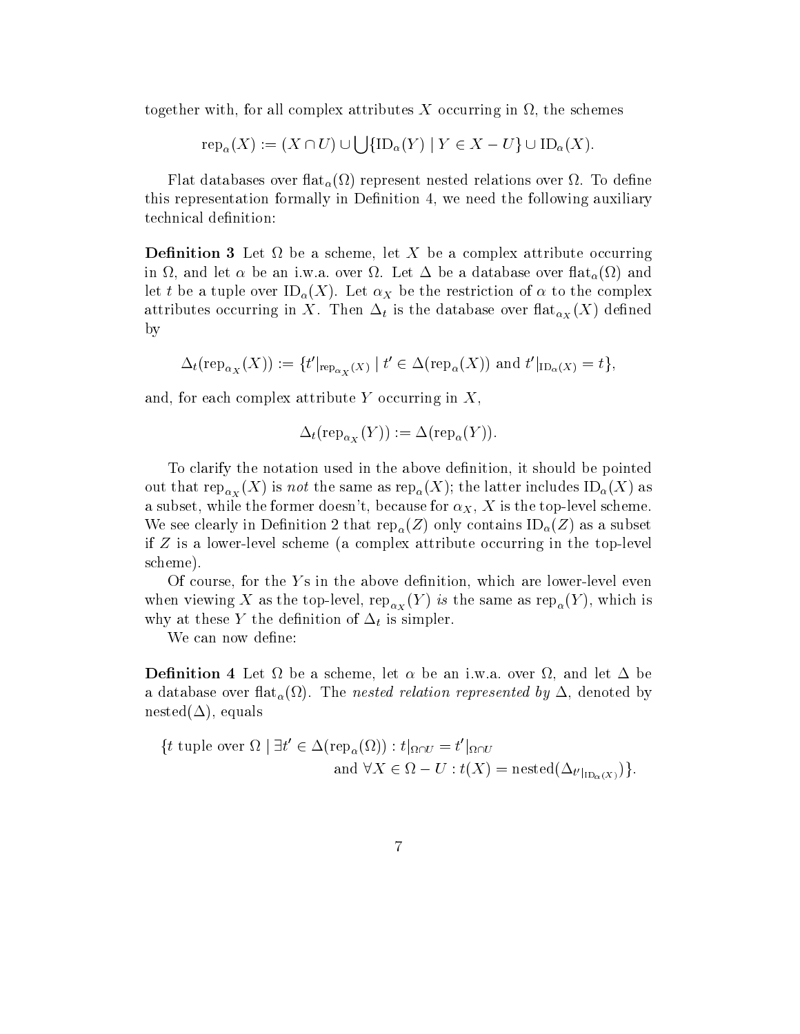together with, for all complex attributes $X$ occurring in $\Omega$, the schemes

$$\mathrm{rep}_\alpha(X) := (X \cap U) \cup \bigcup\{\mathrm{ID}_\alpha(Y) \mid Y \in X - U\} \cup \mathrm{ID}_\alpha(X).$$

Flat databases over $\mathrm{flat}_\alpha(\Omega)$ represent nested relations over $\Omega$. To define this representation formally in Definition 4, we need the following auxiliary technical definition:

**Definition 3** Let $\Omega$ be a scheme, let $X$ be a complex attribute occurring in $\Omega$, and let $\alpha$ be an i.w.a. over $\Omega$. Let $\Delta$ be a database over $\mathrm{flat}_\alpha(\Omega)$ and let $t$ be a tuple over $\mathrm{ID}_\alpha(X)$. Let $\alpha_X$ be the restriction of $\alpha$ to the complex attributes occurring in $X$. Then $\Delta_t$ is the database over $\mathrm{flat}_{\alpha_X}(X)$ defined by

$$\Delta_t(\mathrm{rep}_{\alpha_X}(X)) := \{t'|_{\mathrm{rep}_{\alpha_X}(X)} \mid t' \in \Delta(\mathrm{rep}_\alpha(X)) \text{ and } t'|_{\mathrm{ID}_\alpha(X)} = t\},$$

and, for each complex attribute $Y$ occurring in $X$,

$$\Delta_t(\mathrm{rep}_{\alpha_X}(Y)) := \Delta(\mathrm{rep}_\alpha(Y)).$$

To clarify the notation used in the above definition, it should be pointed out that $\mathrm{rep}_{\alpha_X}(X)$ is *not* the same as $\mathrm{rep}_\alpha(X)$; the latter includes $\mathrm{ID}_\alpha(X)$ as a subset, while the former doesn't, because for $\alpha_X$, $X$ is the top-level scheme. We see clearly in Definition 2 that $\mathrm{rep}_\alpha(Z)$ only contains $\mathrm{ID}_\alpha(Z)$ as a subset if $Z$ is a lower-level scheme (a complex attribute occurring in the top-level scheme).

Of course, for the $Y$s in the above definition, which are lower-level even when viewing $X$ as the top-level, $\mathrm{rep}_{\alpha_X}(Y)$ *is* the same as $\mathrm{rep}_\alpha(Y)$, which is why at these $Y$ the definition of $\Delta_t$ is simpler.

We can now define:

**Definition 4** Let $\Omega$ be a scheme, let $\alpha$ be an i.w.a. over $\Omega$, and let $\Delta$ be a database over $\mathrm{flat}_\alpha(\Omega)$. The *nested relation represented by* $\Delta$, denoted by $\mathrm{nested}(\Delta)$, equals

$$\{t \text{ tuple over } \Omega \mid \exists t' \in \Delta(\mathrm{rep}_\alpha(\Omega)) : t|_{\Omega \cap U} = t'|_{\Omega \cap U} \text{ and } \forall X \in \Omega - U : t(X) = \mathrm{nested}(\Delta_{t'|_{\mathrm{ID}_\alpha(X)}})\}.$$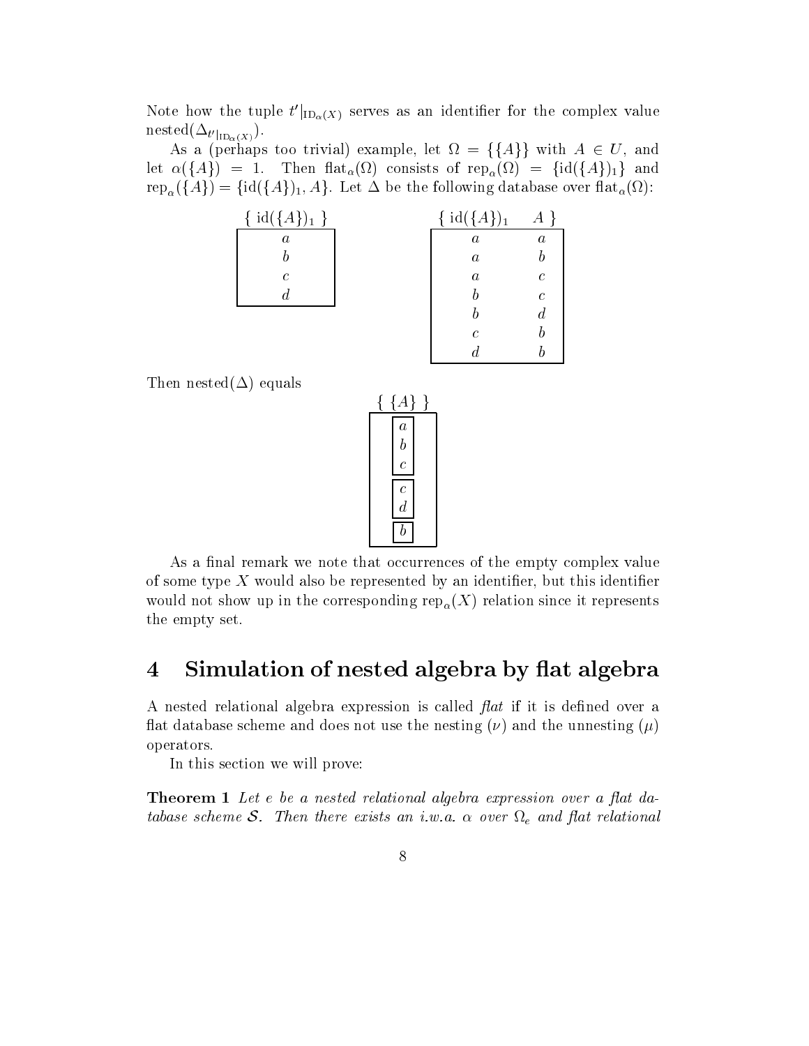Note how the tuple $t'|_{\mathrm{ID}_\alpha(X)}$ serves as an identifier for the complex value $\mathrm{nested}(\Delta_{t'|_{\mathrm{ID}_\alpha(X)}})$.

As a (perhaps too trivial) example, let $\Omega = \{\{A\}\}$ with $A \in U$, and let $\alpha(\{A\}) = 1$. Then $\mathrm{flat}_\alpha(\Omega)$ consists of $\mathrm{rep}_\alpha(\Omega) = \{\mathrm{id}(\{A\})_1\}$ and $\mathrm{rep}_\alpha(\{A\}) = \{\mathrm{id}(\{A\})_1, A\}$. Let $\Delta$ be the following database over $\mathrm{flat}_\alpha(\Omega)$:

| $\{$ id($\{A\}$)$_1$ $\}$ |
|---|
| $a$ |
| $b$ |
| $c$ |
| $d$ |

| $\{$ id($\{A\}$)$_1$ | $A$ $\}$ |
|---|---|
| $a$ | $a$ |
| $a$ | $b$ |
| $a$ | $c$ |
| $b$ | $c$ |
| $b$ | $d$ |
| $c$ | $b$ |
| $d$ | $b$ |

Then $\mathrm{nested}(\Delta)$ equals

| $\{$ $\{A\}$ $\}$ |
|---|
| $\{a, b, c\}$ |
| $\{c, d\}$ |
| $\{b\}$ |

As a final remark we note that occurrences of the empty complex value of some type $X$ would also be represented by an identifier, but this identifier would not show up in the corresponding $\mathrm{rep}_\alpha(X)$ relation since it represents the empty set.

# 4 Simulation of nested algebra by flat algebra

A nested relational algebra expression is called *flat* if it is defined over a flat database scheme and does not use the nesting ($\nu$) and the unnesting ($\mu$) operators.

In this section we will prove:

**Theorem 1** *Let $e$ be a nested relational algebra expression over a flat database scheme $\mathcal{S}$. Then there exists an i.w.a. $\alpha$ over $\Omega_e$ and flat relational*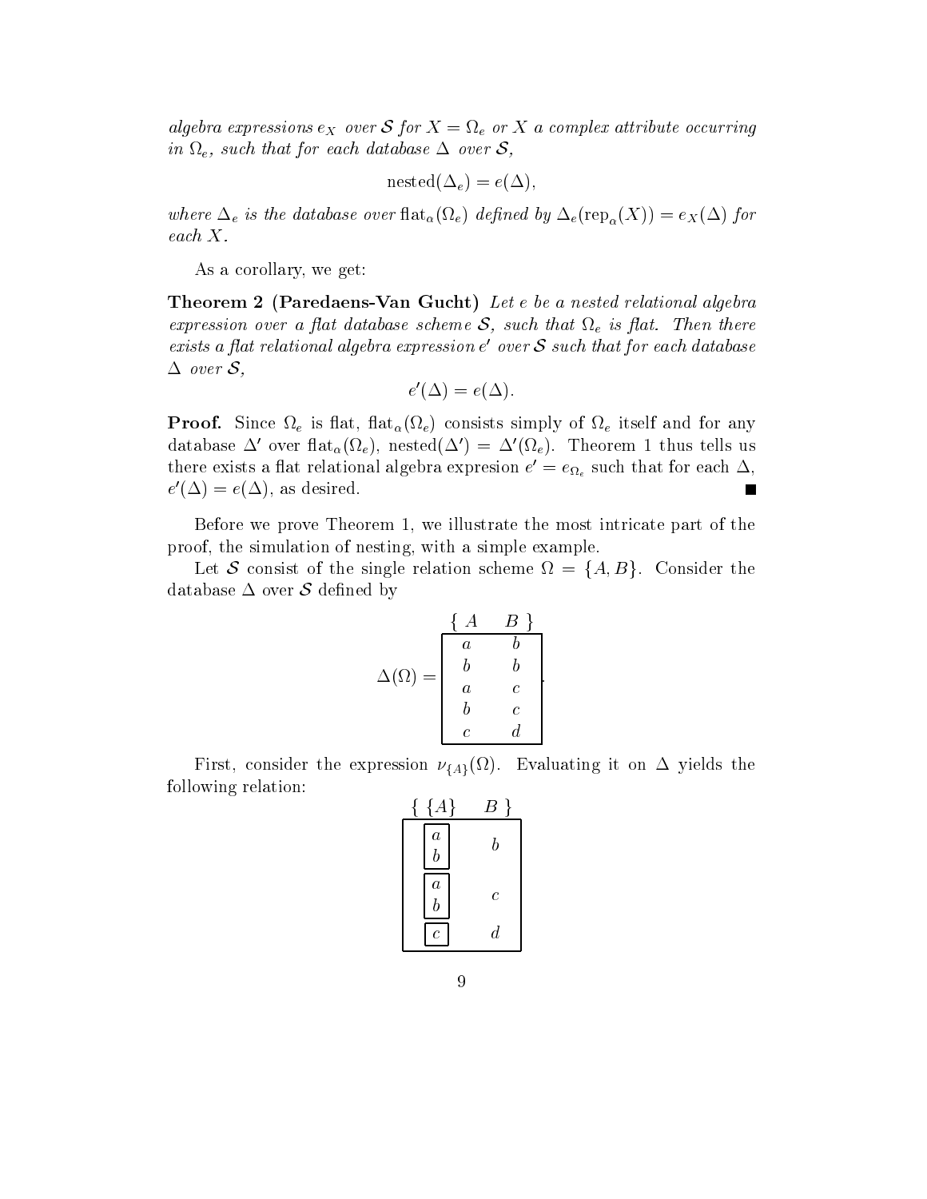*algebra expressions $e_X$ over $\mathcal{S}$ for $X = \Omega_e$ or $X$ a complex attribute occurring in $\Omega_e$, such that for each database $\Delta$ over $\mathcal{S}$,*

$$\text{nested}(\Delta_e) = e(\Delta),$$

*where $\Delta_e$ is the database over $\text{flat}_\alpha(\Omega_e)$ defined by $\Delta_e(\text{rep}_\alpha(X)) = e_X(\Delta)$ for each $X$.*

As a corollary, we get:

**Theorem 2 (Paredaens-Van Gucht)** *Let $e$ be a nested relational algebra expression over a flat database scheme $\mathcal{S}$, such that $\Omega_e$ is flat. Then there exists a flat relational algebra expression $e'$ over $\mathcal{S}$ such that for each database $\Delta$ over $\mathcal{S}$,*

$$e'(\Delta) = e(\Delta).$$

**Proof.** Since $\Omega_e$ is flat, $\text{flat}_\alpha(\Omega_e)$ consists simply of $\Omega_e$ itself and for any database $\Delta'$ over $\text{flat}_\alpha(\Omega_e)$, $\text{nested}(\Delta') = \Delta'(\Omega_e)$. Theorem 1 thus tells us there exists a flat relational algebra expresion $e' = e_{\Omega_e}$ such that for each $\Delta$, $e'(\Delta) = e(\Delta)$, as desired. ■

Before we prove Theorem 1, we illustrate the most intricate part of the proof, the simulation of nesting, with a simple example.

Let $\mathcal{S}$ consist of the single relation scheme $\Omega = \{A, B\}$. Consider the database $\Delta$ over $\mathcal{S}$ defined by

$\Delta(\Omega) =$

| A | B |
|---|---|
| $a$ | $b$ |
| $b$ | $b$ |
| $a$ | $c$ |
| $b$ | $c$ |
| $c$ | $d$ |

First, consider the expression $\nu_{\{A\}}(\Omega)$. Evaluating it on $\Delta$ yields the following relation:

| {A} | B |
|---|---|
| $\{a, b\}$ | $b$ |
| $\{a, b\}$ | $c$ |
| $\{c\}$ | $d$ |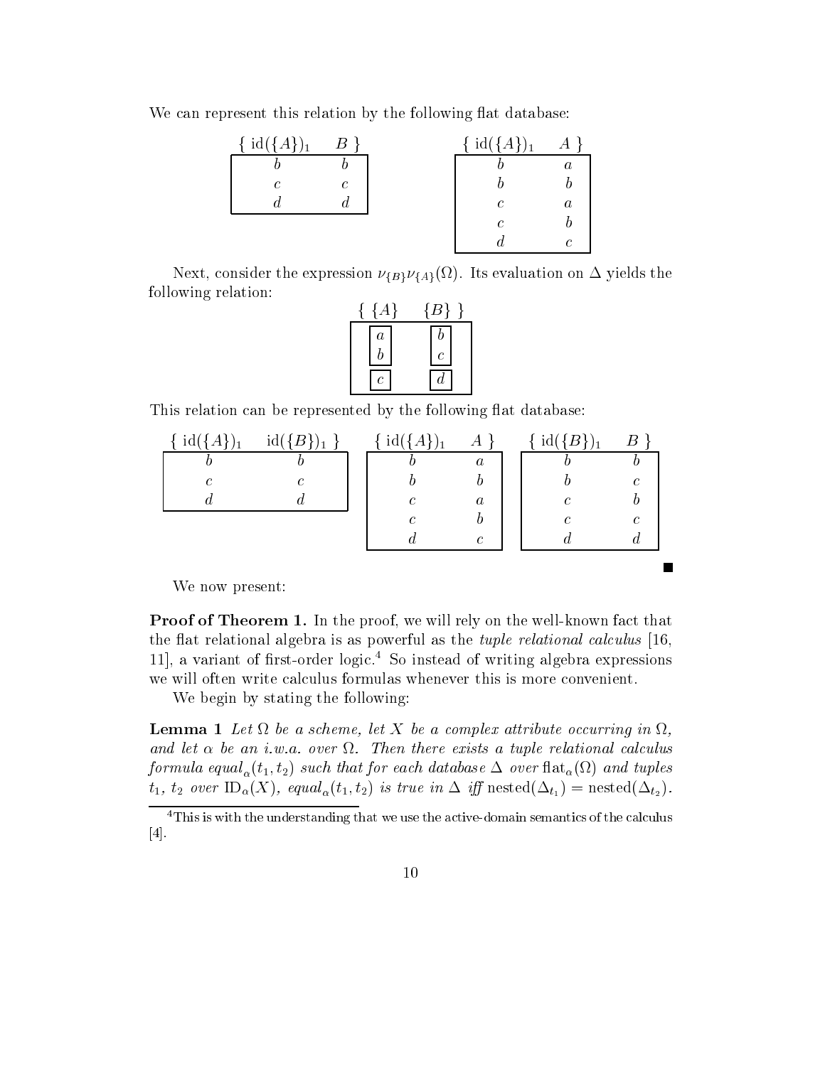We can represent this relation by the following flat database:

| $\{$ id$(\{A\})_1$ | $B$ $\}$ |
|---|---|
| $b$ | $b$ |
| $c$ | $c$ |
| $d$ | $d$ |

| $\{$ id$(\{A\})_1$ | $A$ $\}$ |
|---|---|
| $b$ | $a$ |
| $b$ | $b$ |
| $c$ | $a$ |
| $c$ | $b$ |
| $d$ | $c$ |

Next, consider the expression $\nu_{\{B\}}\nu_{\{A\}}(\Omega)$. Its evaluation on $\Delta$ yields the following relation:

| $\{$ $\{A\}$ | $\{B\}$ $\}$ |
|---|---|
| $\{a, b\}$ | $\{b, c\}$ |
| $\{c\}$ | $\{d\}$ |

This relation can be represented by the following flat database:

| $\{$ id$(\{A\})_1$ | id$(\{B\})_1$ $\}$ |
|---|---|
| $b$ | $b$ |
| $c$ | $c$ |
| $d$ | $d$ |

| $\{$ id$(\{A\})_1$ | $A$ $\}$ |
|---|---|
| $b$ | $a$ |
| $b$ | $b$ |
| $c$ | $a$ |
| $c$ | $b$ |
| $d$ | $c$ |

| $\{$ id$(\{B\})_1$ | $B$ $\}$ |
|---|---|
| $b$ | $b$ |
| $b$ | $c$ |
| $c$ | $b$ |
| $c$ | $c$ |
| $d$ | $d$ |

■

We now present:

**Proof of Theorem 1.** In the proof, we will rely on the well-known fact that the flat relational algebra is as powerful as the *tuple relational calculus* [16, 11], a variant of first-order logic.[4] So instead of writing algebra expressions we will often write calculus formulas whenever this is more convenient.

We begin by stating the following:

**Lemma 1** *Let $\Omega$ be a scheme, let $X$ be a complex attribute occurring in $\Omega$, and let $\alpha$ be an i.w.a. over $\Omega$. Then there exists a tuple relational calculus formula $equal_\alpha(t_1, t_2)$ such that for each database $\Delta$ over $\text{flat}_\alpha(\Omega)$ and tuples $t_1$, $t_2$ over $\text{ID}_\alpha(X)$, $equal_\alpha(t_1, t_2)$ is true in $\Delta$ iff $\text{nested}(\Delta_{t_1}) = \text{nested}(\Delta_{t_2})$.*

[4] This is with the understanding that we use the active-domain semantics of the calculus [4].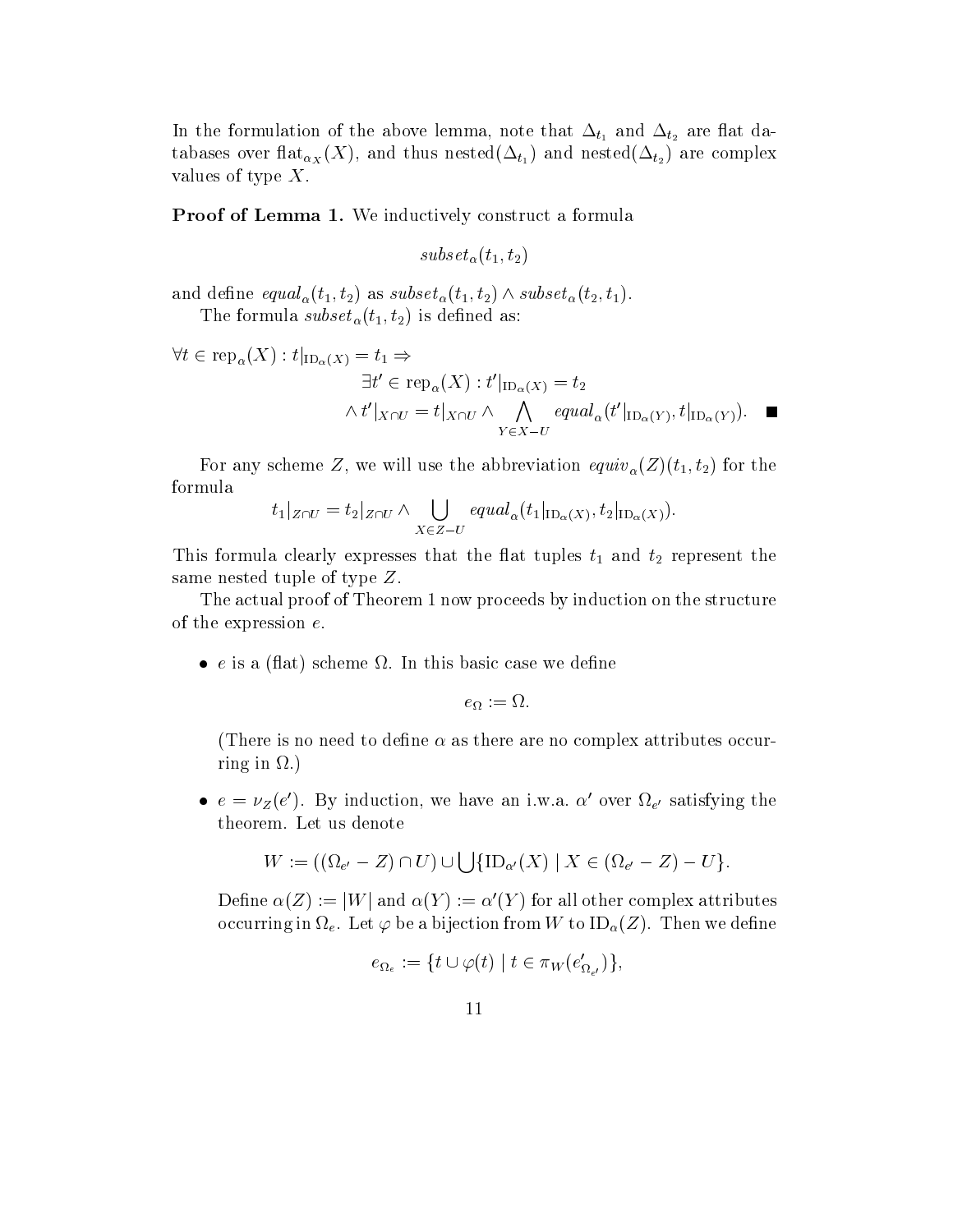In the formulation of the above lemma, note that $\Delta_{t_1}$ and $\Delta_{t_2}$ are flat databases over $\text{flat}_{\alpha_X}(X)$, and thus $\text{nested}(\Delta_{t_1})$ and $\text{nested}(\Delta_{t_2})$ are complex values of type $X$.

**Proof of Lemma 1.** We inductively construct a formula

$$subset_\alpha(t_1, t_2)$$

and define $equal_\alpha(t_1, t_2)$ as $subset_\alpha(t_1, t_2) \wedge subset_\alpha(t_2, t_1)$.

The formula $subset_\alpha(t_1, t_2)$ is defined as:

$$\begin{aligned}
\forall t \in \text{rep}_\alpha(X) : t|_{\text{ID}_\alpha(X)} = t_1 \Rightarrow & \\
& \exists t' \in \text{rep}_\alpha(X) : t'|_{\text{ID}_\alpha(X)} = t_2 \\
& \wedge t'|_{X \cap U} = t|_{X \cap U} \wedge \bigwedge_{Y \in X - U} equal_\alpha(t'|_{\text{ID}_\alpha(Y)}, t|_{\text{ID}_\alpha(Y)}). \quad \blacksquare
\end{aligned}$$

For any scheme $Z$, we will use the abbreviation $equiv_\alpha(Z)(t_1, t_2)$ for the formula

$$t_1|_{Z \cap U} = t_2|_{Z \cap U} \wedge \bigcup_{X \in Z - U} equal_\alpha(t_1|_{\text{ID}_\alpha(X)}, t_2|_{\text{ID}_\alpha(X)}).$$

This formula clearly expresses that the flat tuples $t_1$ and $t_2$ represent the same nested tuple of type $Z$.

The actual proof of Theorem 1 now proceeds by induction on the structure of the expression $e$.

- $e$ is a (flat) scheme $\Omega$. In this basic case we define

  $$e_\Omega := \Omega.$$

  (There is no need to define $\alpha$ as there are no complex attributes occurring in $\Omega$.)

- $e = \nu_Z(e')$. By induction, we have an i.w.a. $\alpha'$ over $\Omega_{e'}$ satisfying the theorem. Let us denote

  $$W := ((\Omega_{e'} - Z) \cap U) \cup \bigcup \{\text{ID}_{\alpha'}(X) \mid X \in (\Omega_{e'} - Z) - U\}.$$

  Define $\alpha(Z) := |W|$ and $\alpha(Y) := \alpha'(Y)$ for all other complex attributes occurring in $\Omega_e$. Let $\varphi$ be a bijection from $W$ to $\text{ID}_\alpha(Z)$. Then we define

  $$e_{\Omega_e} := \{t \cup \varphi(t) \mid t \in \pi_W(e'_{\Omega_{e'}})\},$$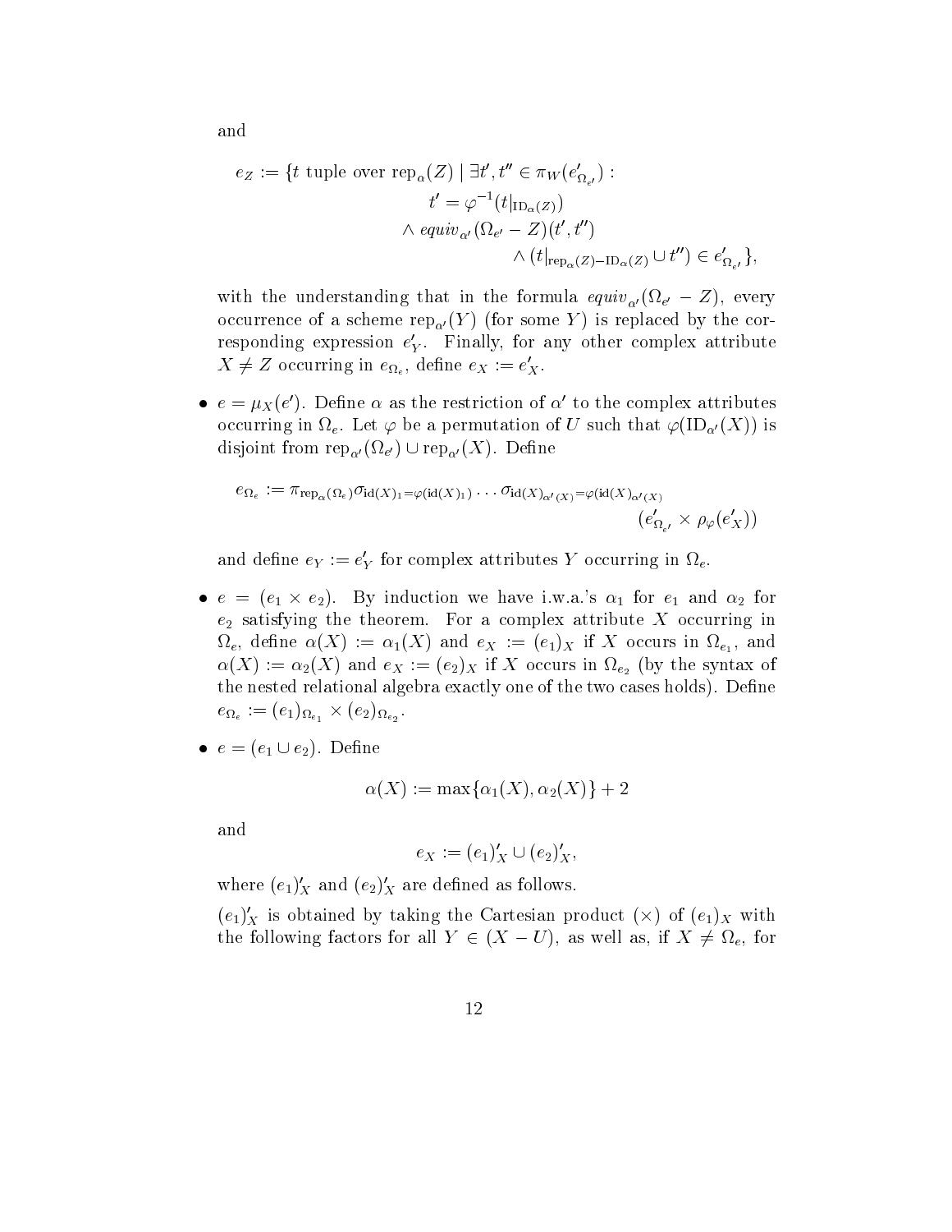and

$$
\begin{aligned}
e_Z := \{t \text{ tuple over } \mathrm{rep}_\alpha(Z) \mid \exists t', t'' \in \pi_W(e'_{\Omega_{e'}}) :& \\
& t' = \varphi^{-1}(t|_{\mathrm{ID}_\alpha(Z)}) \\
& \wedge\, \mathit{equiv}_{\alpha'}(\Omega_{e'} - Z)(t', t'') \\
& \qquad \wedge\, (t|_{\mathrm{rep}_\alpha(Z) - \mathrm{ID}_\alpha(Z)} \cup t'') \in e'_{\Omega_{e'}}\},
\end{aligned}
$$

with the understanding that in the formula $\mathit{equiv}_{\alpha'}(\Omega_{e'} - Z)$, every occurrence of a scheme $\mathrm{rep}_{\alpha'}(Y)$ (for some $Y$) is replaced by the corresponding expression $e'_Y$. Finally, for any other complex attribute $X \neq Z$ occurring in $e_{\Omega_e}$, define $e_X := e'_X$.

- $e = \mu_X(e')$. Define $\alpha$ as the restriction of $\alpha'$ to the complex attributes occurring in $\Omega_e$. Let $\varphi$ be a permutation of $U$ such that $\varphi(\mathrm{ID}_{\alpha'}(X))$ is disjoint from $\mathrm{rep}_{\alpha'}(\Omega_{e'}) \cup \mathrm{rep}_{\alpha'}(X)$. Define

$$
e_{\Omega_e} := \pi_{\mathrm{rep}_\alpha(\Omega_e)} \sigma_{\mathrm{id}(X)_1 = \varphi(\mathrm{id}(X)_1)} \cdots \sigma_{\mathrm{id}(X)_{\alpha'(X)} = \varphi(\mathrm{id}(X)_{\alpha'(X)})} (e'_{\Omega_{e'}} \times \rho_\varphi(e'_X))
$$

and define $e_Y := e'_Y$ for complex attributes $Y$ occurring in $\Omega_e$.

- $e = (e_1 \times e_2)$. By induction we have i.w.a.'s $\alpha_1$ for $e_1$ and $\alpha_2$ for $e_2$ satisfying the theorem. For a complex attribute $X$ occurring in $\Omega_e$, define $\alpha(X) := \alpha_1(X)$ and $e_X := (e_1)_X$ if $X$ occurs in $\Omega_{e_1}$, and $\alpha(X) := \alpha_2(X)$ and $e_X := (e_2)_X$ if $X$ occurs in $\Omega_{e_2}$ (by the syntax of the nested relational algebra exactly one of the two cases holds). Define $e_{\Omega_e} := (e_1)_{\Omega_{e_1}} \times (e_2)_{\Omega_{e_2}}$.

- $e = (e_1 \cup e_2)$. Define

$$
\alpha(X) := \max\{\alpha_1(X), \alpha_2(X)\} + 2
$$

and

$$
e_X := (e_1)'_X \cup (e_2)'_X,
$$

where $(e_1)'_X$ and $(e_2)'_X$ are defined as follows.

$(e_1)'_X$ is obtained by taking the Cartesian product ($\times$) of $(e_1)_X$ with the following factors for all $Y \in (X - U)$, as well as, if $X \neq \Omega_e$, for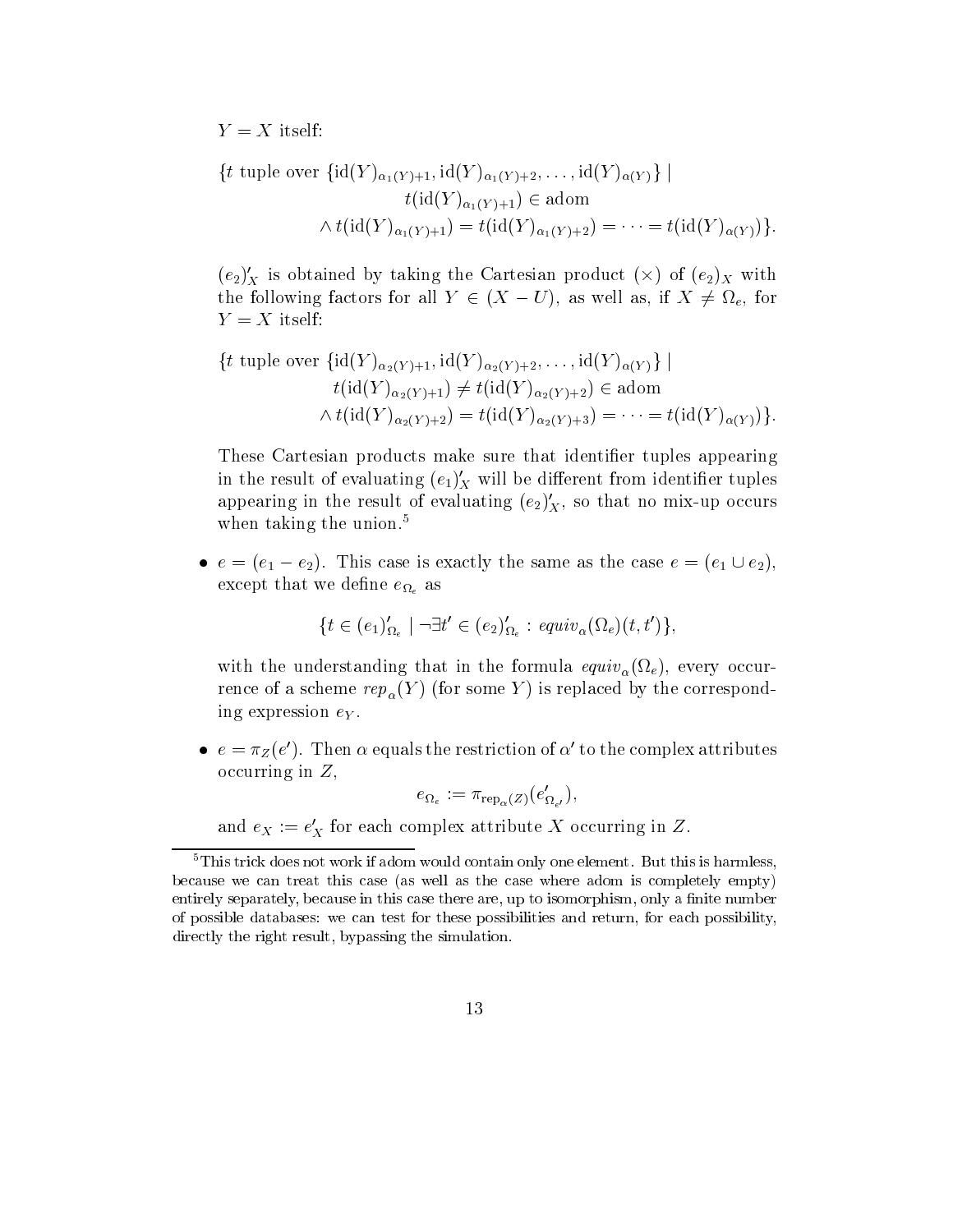$Y = X$ itself:

$$\{t \text{ tuple over } \{\text{id}(Y)_{\alpha_1(Y)+1}, \text{id}(Y)_{\alpha_1(Y)+2}, \ldots, \text{id}(Y)_{\alpha(Y)}\} \mid \\ t(\text{id}(Y)_{\alpha_1(Y)+1}) \in \text{adom} \\ \wedge\, t(\text{id}(Y)_{\alpha_1(Y)+1}) = t(\text{id}(Y)_{\alpha_1(Y)+2}) = \cdots = t(\text{id}(Y)_{\alpha(Y)})\}.$$

$(e_2)'_X$ is obtained by taking the Cartesian product ($\times$) of $(e_2)_X$ with the following factors for all $Y \in (X - U)$, as well as, if $X \neq \Omega_e$, for $Y = X$ itself:

$$\{t \text{ tuple over } \{\text{id}(Y)_{\alpha_2(Y)+1}, \text{id}(Y)_{\alpha_2(Y)+2}, \ldots, \text{id}(Y)_{\alpha(Y)}\} \mid \\ t(\text{id}(Y)_{\alpha_2(Y)+1}) \neq t(\text{id}(Y)_{\alpha_2(Y)+2}) \in \text{adom} \\ \wedge\, t(\text{id}(Y)_{\alpha_2(Y)+2}) = t(\text{id}(Y)_{\alpha_2(Y)+3}) = \cdots = t(\text{id}(Y)_{\alpha(Y)})\}.$$

These Cartesian products make sure that identifier tuples appearing in the result of evaluating $(e_1)'_X$ will be different from identifier tuples appearing in the result of evaluating $(e_2)'_X$, so that no mix-up occurs when taking the union.[5]

- $e = (e_1 - e_2)$. This case is exactly the same as the case $e = (e_1 \cup e_2)$, except that we define $e_{\Omega_e}$ as

$$\{t \in (e_1)'_{\Omega_e} \mid \neg\exists t' \in (e_2)'_{\Omega_e} : \mathit{equiv}_\alpha(\Omega_e)(t,t')\},$$

  with the understanding that in the formula $\mathit{equiv}_\alpha(\Omega_e)$, every occurrence of a scheme $\mathit{rep}_\alpha(Y)$ (for some $Y$) is replaced by the corresponding expression $e_Y$.

- $e = \pi_Z(e')$. Then $\alpha$ equals the restriction of $\alpha'$ to the complex attributes occurring in $Z$,

$$e_{\Omega_e} := \pi_{\text{rep}_\alpha(Z)}(e'_{\Omega_{e'}}),$$

  and $e_X := e'_X$ for each complex attribute $X$ occurring in $Z$.

[5] This trick does not work if adom would contain only one element. But this is harmless, because we can treat this case (as well as the case where adom is completely empty) entirely separately, because in this case there are, up to isomorphism, only a finite number of possible databases: we can test for these possibilities and return, for each possibility, directly the right result, bypassing the simulation.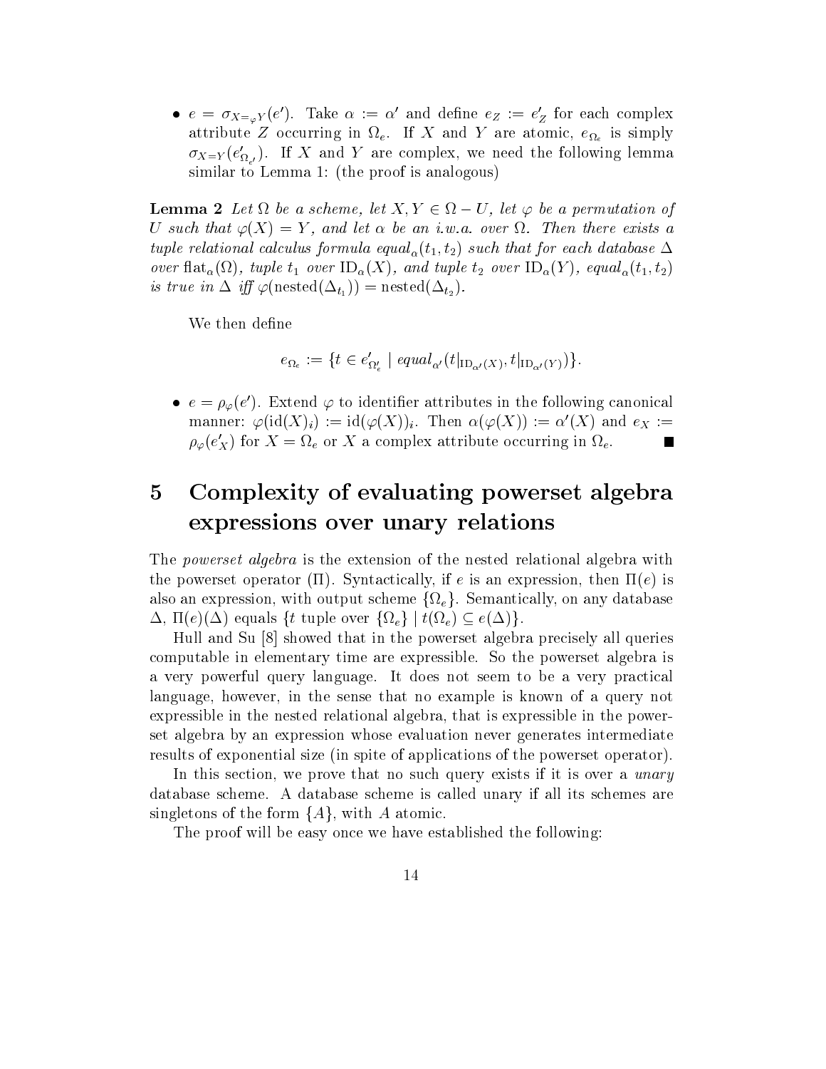- $e = \sigma_{X=_\varphi Y}(e')$. Take $\alpha := \alpha'$ and define $e_Z := e'_Z$ for each complex attribute $Z$ occurring in $\Omega_e$. If $X$ and $Y$ are atomic, $e_{\Omega_e}$ is simply $\sigma_{X=Y}(e'_{\Omega_{e'}})$. If $X$ and $Y$ are complex, we need the following lemma similar to Lemma 1: (the proof is analogous)

**Lemma 2** *Let $\Omega$ be a scheme, let $X, Y \in \Omega - U$, let $\varphi$ be a permutation of $U$ such that $\varphi(X) = Y$, and let $\alpha$ be an i.w.a. over $\Omega$. Then there exists a tuple relational calculus formula $equal_\alpha(t_1, t_2)$ such that for each database $\Delta$ over $\mathrm{flat}_\alpha(\Omega)$, tuple $t_1$ over $\mathrm{ID}_\alpha(X)$, and tuple $t_2$ over $\mathrm{ID}_\alpha(Y)$, $equal_\alpha(t_1, t_2)$ is true in $\Delta$ iff $\varphi(\mathrm{nested}(\Delta_{t_1})) = \mathrm{nested}(\Delta_{t_2})$.*

We then define

$$e_{\Omega_e} := \{t \in e'_{\Omega'_e} \mid equal_{\alpha'}(t|_{\mathrm{ID}_{\alpha'}(X)}, t|_{\mathrm{ID}_{\alpha'}(Y)})\}.$$

- $e = \rho_\varphi(e')$. Extend $\varphi$ to identifier attributes in the following canonical manner: $\varphi(\mathrm{id}(X)_i) := \mathrm{id}(\varphi(X))_i$. Then $\alpha(\varphi(X)) := \alpha'(X)$ and $e_X := \rho_\varphi(e'_X)$ for $X = \Omega_e$ or $X$ a complex attribute occurring in $\Omega_e$. ■

# 5 Complexity of evaluating powerset algebra expressions over unary relations

The *powerset algebra* is the extension of the nested relational algebra with the powerset operator ($\Pi$). Syntactically, if $e$ is an expression, then $\Pi(e)$ is also an expression, with output scheme $\{\Omega_e\}$. Semantically, on any database $\Delta$, $\Pi(e)(\Delta)$ equals $\{t \text{ tuple over } \{\Omega_e\} \mid t(\Omega_e) \subseteq e(\Delta)\}$.

Hull and Su [8] showed that in the powerset algebra precisely all queries computable in elementary time are expressible. So the powerset algebra is a very powerful query language. It does not seem to be a very practical language, however, in the sense that no example is known of a query not expressible in the nested relational algebra, that is expressible in the powerset algebra by an expression whose evaluation never generates intermediate results of exponential size (in spite of applications of the powerset operator).

In this section, we prove that no such query exists if it is over a *unary* database scheme. A database scheme is called unary if all its schemes are singletons of the form $\{A\}$, with $A$ atomic.

The proof will be easy once we have established the following: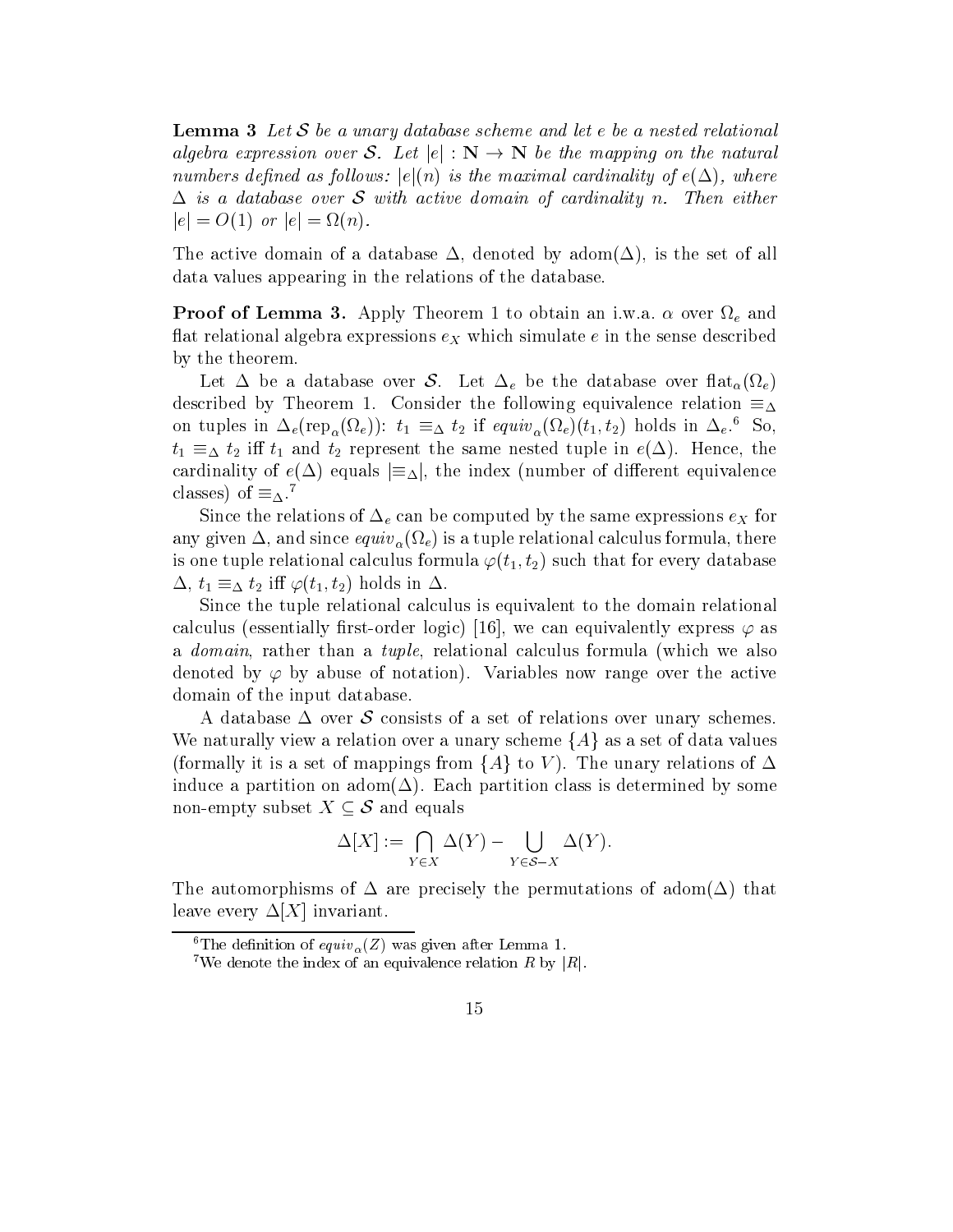**Lemma 3** *Let $\mathcal{S}$ be a unary database scheme and let $e$ be a nested relational algebra expression over $\mathcal{S}$. Let $|e| : \mathbf{N} \to \mathbf{N}$ be the mapping on the natural numbers defined as follows: $|e|(n)$ is the maximal cardinality of $e(\Delta)$, where $\Delta$ is a database over $\mathcal{S}$ with active domain of cardinality $n$. Then either $|e| = O(1)$ or $|e| = \Omega(n)$.*

The active domain of a database $\Delta$, denoted by $\mathrm{adom}(\Delta)$, is the set of all data values appearing in the relations of the database.

**Proof of Lemma 3.** Apply Theorem 1 to obtain an i.w.a. $\alpha$ over $\Omega_e$ and flat relational algebra expressions $e_X$ which simulate $e$ in the sense described by the theorem.

Let $\Delta$ be a database over $\mathcal{S}$. Let $\Delta_e$ be the database over $\mathrm{flat}_\alpha(\Omega_e)$ described by Theorem 1. Consider the following equivalence relation $\equiv_\Delta$ on tuples in $\Delta_e(\mathrm{rep}_\alpha(\Omega_e))$: $t_1 \equiv_\Delta t_2$ if $\mathit{equiv}_\alpha(\Omega_e)(t_1, t_2)$ holds in $\Delta_e$.[6] So, $t_1 \equiv_\Delta t_2$ iff $t_1$ and $t_2$ represent the same nested tuple in $e(\Delta)$. Hence, the cardinality of $e(\Delta)$ equals $|\equiv_\Delta|$, the index (number of different equivalence classes) of $\equiv_\Delta$.[7]

Since the relations of $\Delta_e$ can be computed by the same expressions $e_X$ for any given $\Delta$, and since $\mathit{equiv}_\alpha(\Omega_e)$ is a tuple relational calculus formula, there is one tuple relational calculus formula $\varphi(t_1, t_2)$ such that for every database $\Delta$, $t_1 \equiv_\Delta t_2$ iff $\varphi(t_1, t_2)$ holds in $\Delta$.

Since the tuple relational calculus is equivalent to the domain relational calculus (essentially first-order logic) [16], we can equivalently express $\varphi$ as a *domain*, rather than a *tuple*, relational calculus formula (which we also denoted by $\varphi$ by abuse of notation). Variables now range over the active domain of the input database.

A database $\Delta$ over $\mathcal{S}$ consists of a set of relations over unary schemes. We naturally view a relation over a unary scheme $\{A\}$ as a set of data values (formally it is a set of mappings from $\{A\}$ to $V$). The unary relations of $\Delta$ induce a partition on $\mathrm{adom}(\Delta)$. Each partition class is determined by some non-empty subset $X \subseteq \mathcal{S}$ and equals

$$\Delta[X] := \bigcap_{Y \in X} \Delta(Y) - \bigcup_{Y \in \mathcal{S} - X} \Delta(Y).$$

The automorphisms of $\Delta$ are precisely the permutations of $\mathrm{adom}(\Delta)$ that leave every $\Delta[X]$ invariant.

---

[6] The definition of $\mathit{equiv}_\alpha(Z)$ was given after Lemma 1.

[7] We denote the index of an equivalence relation $R$ by $|R|$.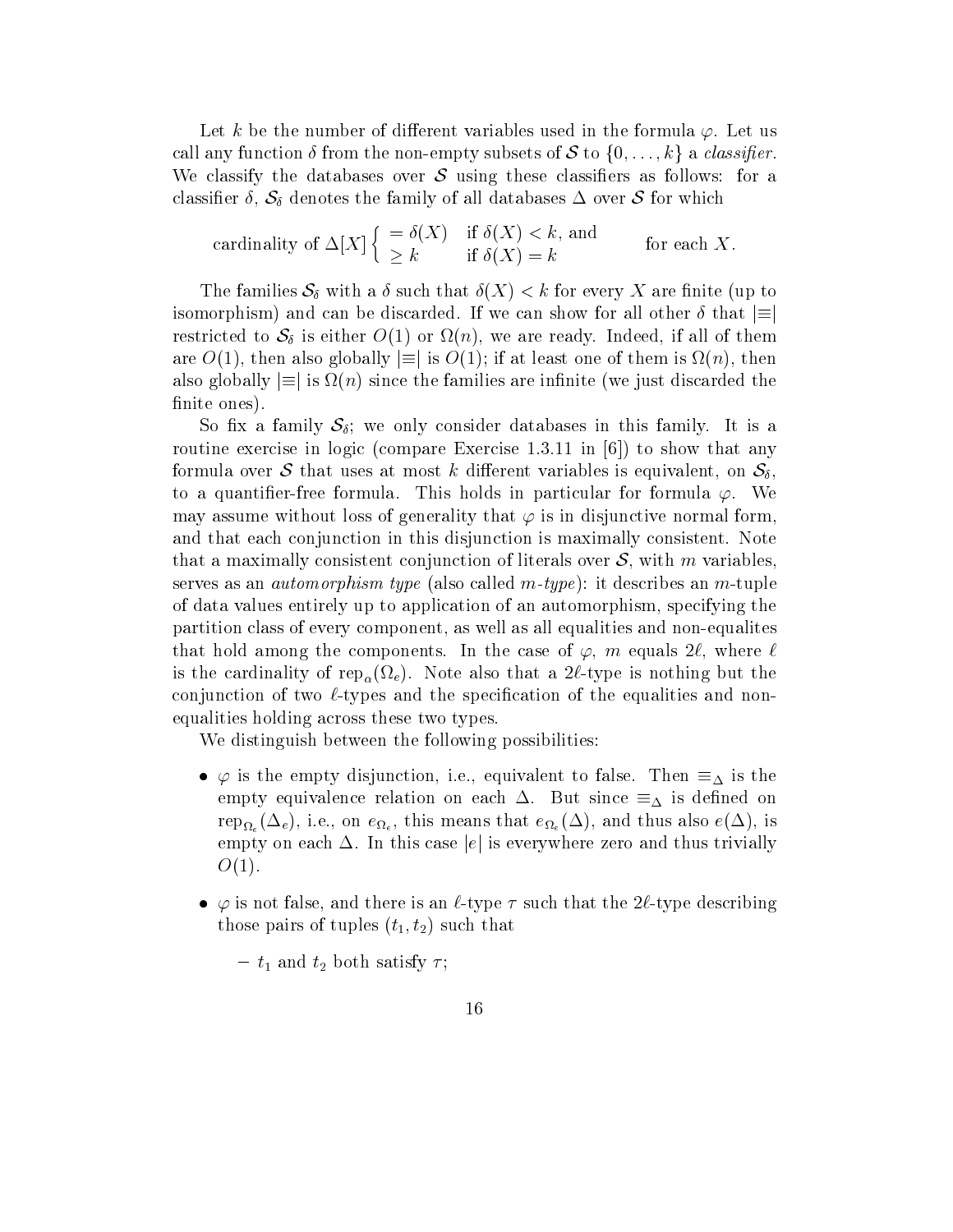Let $k$ be the number of different variables used in the formula $\varphi$. Let us call any function $\delta$ from the non-empty subsets of $\mathcal{S}$ to $\{0, \dots, k\}$ a *classifier*. We classify the databases over $\mathcal{S}$ using these classifiers as follows: for a classifier $\delta$, $\mathcal{S}_\delta$ denotes the family of all databases $\Delta$ over $\mathcal{S}$ for which

$$\text{cardinality of } \Delta[X] \begin{cases} = \delta(X) & \text{if } \delta(X) < k, \text{ and} \\ \geq k & \text{if } \delta(X) = k \end{cases} \qquad \text{for each } X.$$

The families $\mathcal{S}_\delta$ with a $\delta$ such that $\delta(X) < k$ for every $X$ are finite (up to isomorphism) and can be discarded. If we can show for all other $\delta$ that $|\equiv|$ restricted to $\mathcal{S}_\delta$ is either $O(1)$ or $\Omega(n)$, we are ready. Indeed, if all of them are $O(1)$, then also globally $|\equiv|$ is $O(1)$; if at least one of them is $\Omega(n)$, then also globally $|\equiv|$ is $\Omega(n)$ since the families are infinite (we just discarded the finite ones).

So fix a family $\mathcal{S}_\delta$; we only consider databases in this family. It is a routine exercise in logic (compare Exercise 1.3.11 in [6]) to show that any formula over $\mathcal{S}$ that uses at most $k$ different variables is equivalent, on $\mathcal{S}_\delta$, to a quantifier-free formula. This holds in particular for formula $\varphi$. We may assume without loss of generality that $\varphi$ is in disjunctive normal form, and that each conjunction in this disjunction is maximally consistent. Note that a maximally consistent conjunction of literals over $\mathcal{S}$, with $m$ variables, serves as an *automorphism type* (also called *m-type*): it describes an $m$-tuple of data values entirely up to application of an automorphism, specifying the partition class of every component, as well as all equalities and non-equalites that hold among the components. In the case of $\varphi$, $m$ equals $2\ell$, where $\ell$ is the cardinality of $\text{rep}_\alpha(\Omega_e)$. Note also that a $2\ell$-type is nothing but the conjunction of two $\ell$-types and the specification of the equalities and non-equalities holding across these two types.

We distinguish between the following possibilities:

- $\varphi$ is the empty disjunction, i.e., equivalent to false. Then $\equiv_\Delta$ is the empty equivalence relation on each $\Delta$. But since $\equiv_\Delta$ is defined on $\text{rep}_{\Omega_e}(\Delta_e)$, i.e., on $e_{\Omega_e}$, this means that $e_{\Omega_e}(\Delta)$, and thus also $e(\Delta)$, is empty on each $\Delta$. In this case $|e|$ is everywhere zero and thus trivially $O(1)$.

- $\varphi$ is not false, and there is an $\ell$-type $\tau$ such that the $2\ell$-type describing those pairs of tuples $(t_1, t_2)$ such that

  - $t_1$ and $t_2$ both satisfy $\tau$;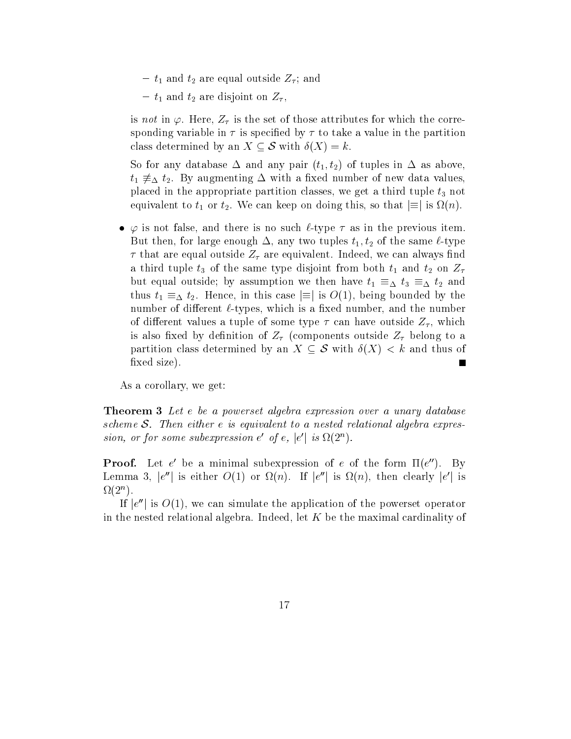- $t_1$ and $t_2$ are equal outside $Z_\tau$; and
  - $t_1$ and $t_2$ are disjoint on $Z_\tau$,

  is *not* in $\varphi$. Here, $Z_\tau$ is the set of those attributes for which the corresponding variable in $\tau$ is specified by $\tau$ to take a value in the partition class determined by an $X \subseteq \mathcal{S}$ with $\delta(X) = k$.

  So for any database $\Delta$ and any pair $(t_1, t_2)$ of tuples in $\Delta$ as above, $t_1 \not\equiv_\Delta t_2$. By augmenting $\Delta$ with a fixed number of new data values, placed in the appropriate partition classes, we get a third tuple $t_3$ not equivalent to $t_1$ or $t_2$. We can keep on doing this, so that $|\equiv|$ is $\Omega(n)$.

- $\varphi$ is not false, and there is no such $\ell$-type $\tau$ as in the previous item. But then, for large enough $\Delta$, any two tuples $t_1, t_2$ of the same $\ell$-type $\tau$ that are equal outside $Z_\tau$ are equivalent. Indeed, we can always find a third tuple $t_3$ of the same type disjoint from both $t_1$ and $t_2$ on $Z_\tau$ but equal outside; by assumption we then have $t_1 \equiv_\Delta t_3 \equiv_\Delta t_2$ and thus $t_1 \equiv_\Delta t_2$. Hence, in this case $|\equiv|$ is $O(1)$, being bounded by the number of different $\ell$-types, which is a fixed number, and the number of different values a tuple of some type $\tau$ can have outside $Z_\tau$, which is also fixed by definition of $Z_\tau$ (components outside $Z_\tau$ belong to a partition class determined by an $X \subseteq \mathcal{S}$ with $\delta(X) < k$ and thus of fixed size). ∎

As a corollary, we get:

**Theorem 3** *Let $e$ be a powerset algebra expression over a unary database scheme $\mathcal{S}$. Then either $e$ is equivalent to a nested relational algebra expression, or for some subexpression $e'$ of $e$, $|e'|$ is $\Omega(2^n)$.*

**Proof.** Let $e'$ be a minimal subexpression of $e$ of the form $\Pi(e'')$. By Lemma 3, $|e''|$ is either $O(1)$ or $\Omega(n)$. If $|e''|$ is $\Omega(n)$, then clearly $|e'|$ is $\Omega(2^n)$.

If $|e''|$ is $O(1)$, we can simulate the application of the powerset operator in the nested relational algebra. Indeed, let $K$ be the maximal cardinality of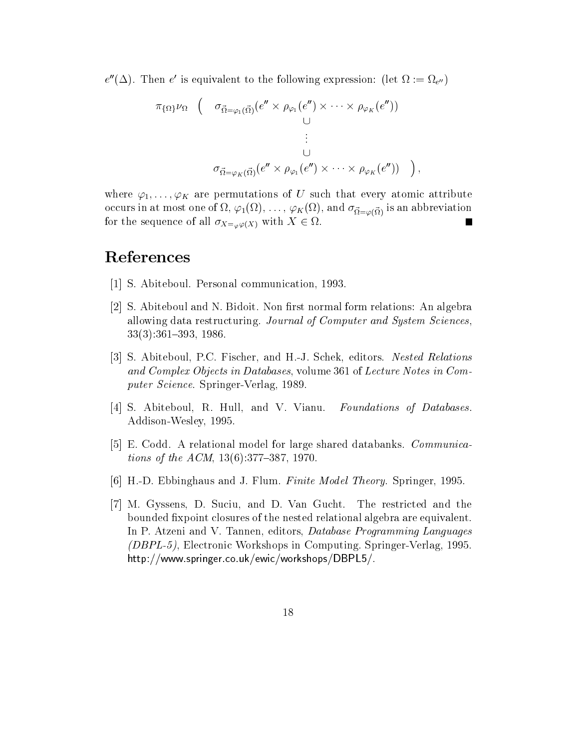$e''(\Delta)$. Then $e'$ is equivalent to the following expression: (let $\Omega := \Omega_{e''}$)

$$
\pi_{\{\Omega\}}\nu_{\Omega} \quad \Big( \quad
\begin{array}{c}
\sigma_{\vec{\Omega}=\varphi_1(\vec{\Omega})}(e'' \times \rho_{\varphi_1}(e'') \times \cdots \times \rho_{\varphi_K}(e'')) \\
\cup \\
\vdots \\
\cup \\
\sigma_{\vec{\Omega}=\varphi_K(\vec{\Omega})}(e'' \times \rho_{\varphi_1}(e'') \times \cdots \times \rho_{\varphi_K}(e''))
\end{array}
\quad \Big),
$$

where $\varphi_1, \ldots, \varphi_K$ are permutations of $U$ such that every atomic attribute occurs in at most one of $\Omega$, $\varphi_1(\Omega)$, ..., $\varphi_K(\Omega)$, and $\sigma_{\vec{\Omega}=\varphi(\vec{\Omega})}$ is an abbreviation for the sequence of all $\sigma_{X=_{\varphi}\varphi(X)}$ with $X \in \Omega$. ■

# References

[1] S. Abiteboul. Personal communication, 1993.

[2] S. Abiteboul and N. Bidoit. Non first normal form relations: An algebra allowing data restructuring. *Journal of Computer and System Sciences*, 33(3):361–393, 1986.

[3] S. Abiteboul, P.C. Fischer, and H.-J. Schek, editors. *Nested Relations and Complex Objects in Databases*, volume 361 of *Lecture Notes in Computer Science*. Springer-Verlag, 1989.

[4] S. Abiteboul, R. Hull, and V. Vianu. *Foundations of Databases*. Addison-Wesley, 1995.

[5] E. Codd. A relational model for large shared databanks. *Communications of the ACM*, 13(6):377–387, 1970.

[6] H.-D. Ebbinghaus and J. Flum. *Finite Model Theory*. Springer, 1995.

[7] M. Gyssens, D. Suciu, and D. Van Gucht. The restricted and the bounded fixpoint closures of the nested relational algebra are equivalent. In P. Atzeni and V. Tannen, editors, *Database Programming Languages (DBPL-5)*, Electronic Workshops in Computing. Springer-Verlag, 1995. http://www.springer.co.uk/ewic/workshops/DBPL5/.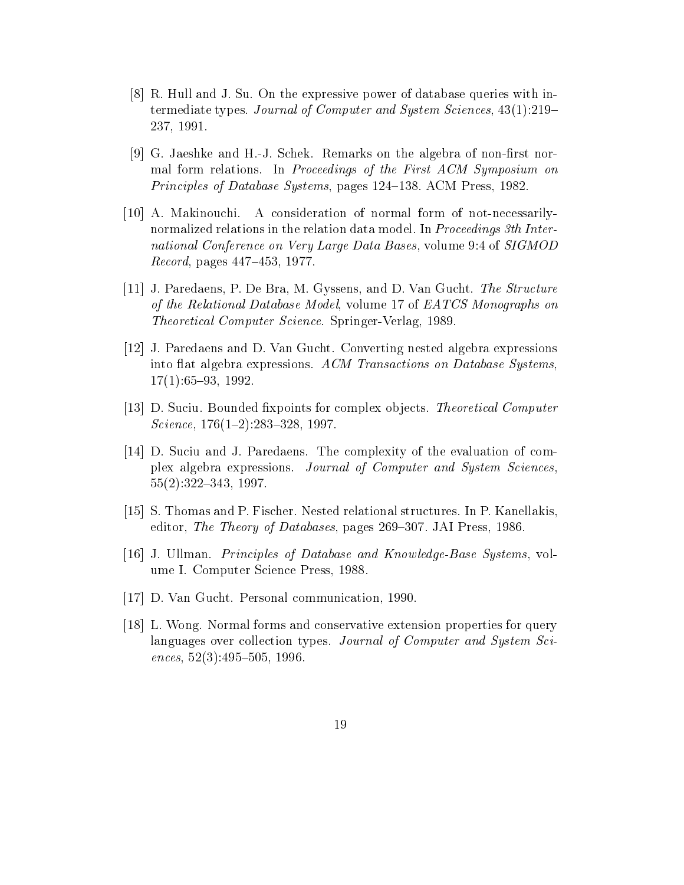[8] R. Hull and J. Su. On the expressive power of database queries with intermediate types. *Journal of Computer and System Sciences*, 43(1):219–237, 1991.

[9] G. Jaeshke and H.-J. Schek. Remarks on the algebra of non-first normal form relations. In *Proceedings of the First ACM Symposium on Principles of Database Systems*, pages 124–138. ACM Press, 1982.

[10] A. Makinouchi. A consideration of normal form of not-necessarily-normalized relations in the relation data model. In *Proceedings 3th International Conference on Very Large Data Bases*, volume 9:4 of *SIGMOD Record*, pages 447–453, 1977.

[11] J. Paredaens, P. De Bra, M. Gyssens, and D. Van Gucht. *The Structure of the Relational Database Model*, volume 17 of *EATCS Monographs on Theoretical Computer Science*. Springer-Verlag, 1989.

[12] J. Paredaens and D. Van Gucht. Converting nested algebra expressions into flat algebra expressions. *ACM Transactions on Database Systems*, 17(1):65–93, 1992.

[13] D. Suciu. Bounded fixpoints for complex objects. *Theoretical Computer Science*, 176(1–2):283–328, 1997.

[14] D. Suciu and J. Paredaens. The complexity of the evaluation of complex algebra expressions. *Journal of Computer and System Sciences*, 55(2):322–343, 1997.

[15] S. Thomas and P. Fischer. Nested relational structures. In P. Kanellakis, editor, *The Theory of Databases*, pages 269–307. JAI Press, 1986.

[16] J. Ullman. *Principles of Database and Knowledge-Base Systems*, volume I. Computer Science Press, 1988.

[17] D. Van Gucht. Personal communication, 1990.

[18] L. Wong. Normal forms and conservative extension properties for query languages over collection types. *Journal of Computer and System Sciences*, 52(3):495–505, 1996.